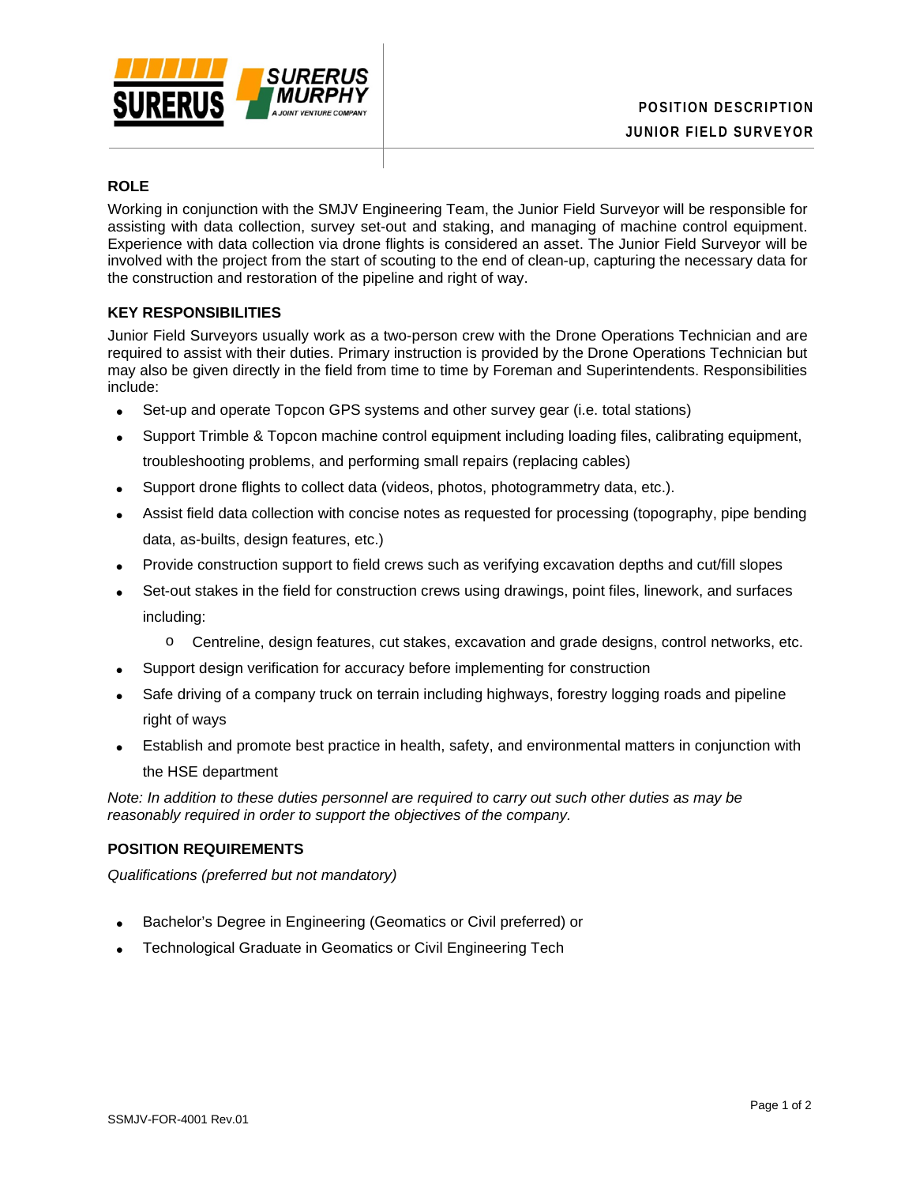**POSITION DESCRIPTION**

**JUNIOR FIELD SURVEYOR**

## ROLE

Working in conjunction with the SMJV Engineering Team, the Junior Field Surveyor will be responsible for assisting with data collection, survey set-out and staking, and managing of machine control equipment. Experience with data collection via drone flights is considered an asset. The Junior Field Surveyor will be involved with the project from the start of scouting to the end of clean-up, capturing the necessary data for the construction and restoration of the pipeline and right of way.

## KEY RESPONSIBILITIES

Junior Field Surveyors usually work as a two-person crew with the Drone Operations Technician and are required to assist with their duties. Primary instruction is provided by the Drone Operations Technician but may also be given directly in the field from time to time by Foreman and Superintendents. Responsibilities include:

- Set-up and operate Topcon GPS systems and other survey gear (i.e. total stations)
- Support Trimble & Topcon machine control equipment including loading files, calibrating equipment, troubleshooting problems, and performing small repairs (replacing cables)
- Support drone flights to collect data (videos, photos, photogrammetry data, etc.).
- Assist field data collection with concise notes as requested for processing (topography, pipe bending data, as-builts, design features, etc.)
- Provide construction support to field crews such as verifying excavation depths and cut/fill slopes
- Set-out stakes in the field for construction crews using drawings, point files, linework, and surfaces including:
  - Centreline, design features, cut stakes, excavation and grade designs, control networks, etc.
- Support design verification for accuracy before implementing for construction
- Safe driving of a company truck on terrain including highways, forestry logging roads and pipeline right of ways
- Establish and promote best practice in health, safety, and environmental matters in conjunction with the HSE department

*Note: In addition to these duties personnel are required to carry out such other duties as may be reasonably required in order to support the objectives of the company.*

## POSITION REQUIREMENTS

*Qualifications (preferred but not mandatory)*

- Bachelor's Degree in Engineering (Geomatics or Civil preferred) or
- Technological Graduate in Geomatics or Civil Engineering Tech

SSMJV-FOR-4001 Rev.01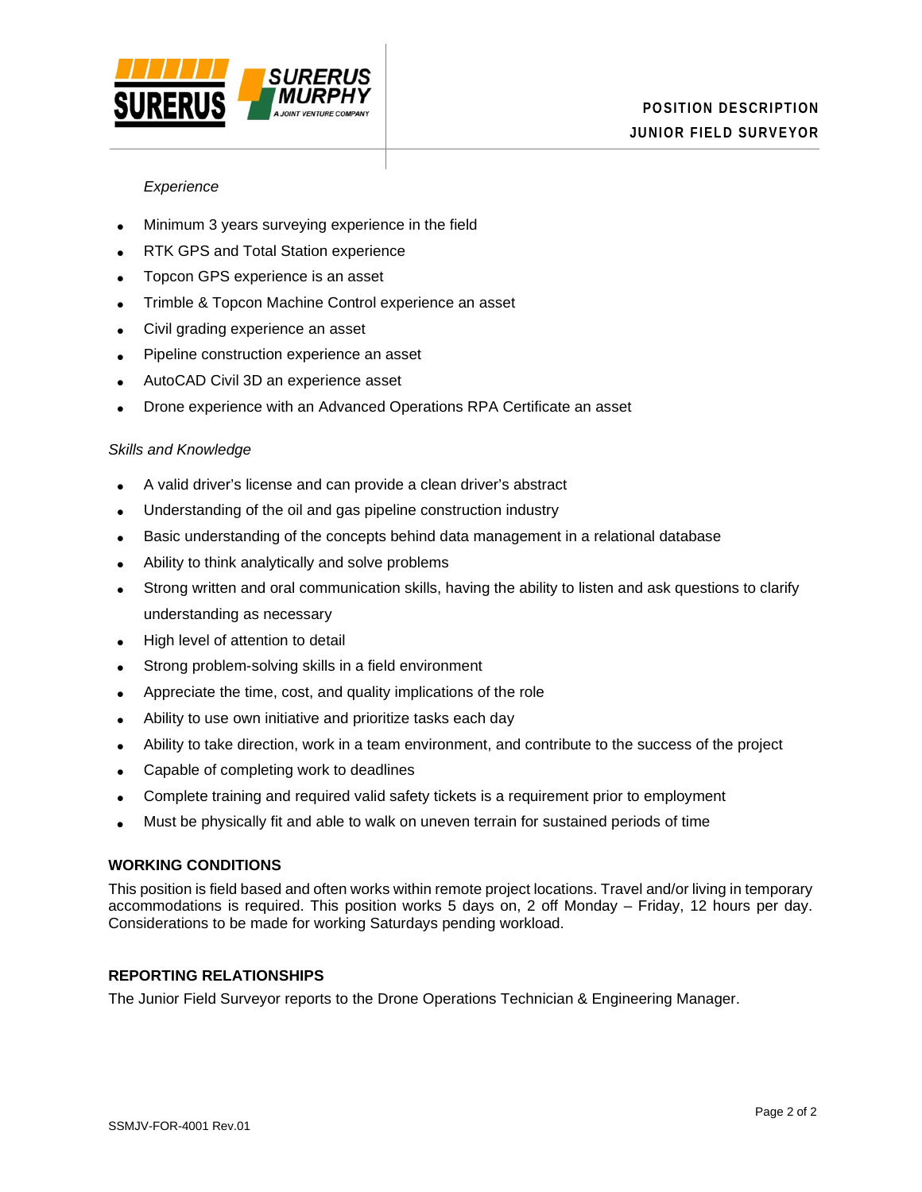*Experience*

- Minimum 3 years surveying experience in the field
- RTK GPS and Total Station experience
- Topcon GPS experience is an asset
- Trimble & Topcon Machine Control experience an asset
- Civil grading experience an asset
- Pipeline construction experience an asset
- AutoCAD Civil 3D an experience asset
- Drone experience with an Advanced Operations RPA Certificate an asset

*Skills and Knowledge*

- A valid driver's license and can provide a clean driver's abstract
- Understanding of the oil and gas pipeline construction industry
- Basic understanding of the concepts behind data management in a relational database
- Ability to think analytically and solve problems
- Strong written and oral communication skills, having the ability to listen and ask questions to clarify understanding as necessary
- High level of attention to detail
- Strong problem-solving skills in a field environment
- Appreciate the time, cost, and quality implications of the role
- Ability to use own initiative and prioritize tasks each day
- Ability to take direction, work in a team environment, and contribute to the success of the project
- Capable of completing work to deadlines
- Complete training and required valid safety tickets is a requirement prior to employment
- Must be physically fit and able to walk on uneven terrain for sustained periods of time

## WORKING CONDITIONS

This position is field based and often works within remote project locations. Travel and/or living in temporary accommodations is required. This position works 5 days on, 2 off Monday – Friday, 12 hours per day. Considerations to be made for working Saturdays pending workload.

## REPORTING RELATIONSHIPS

The Junior Field Surveyor reports to the Drone Operations Technician & Engineering Manager.

SSMJV-FOR-4001 Rev.01